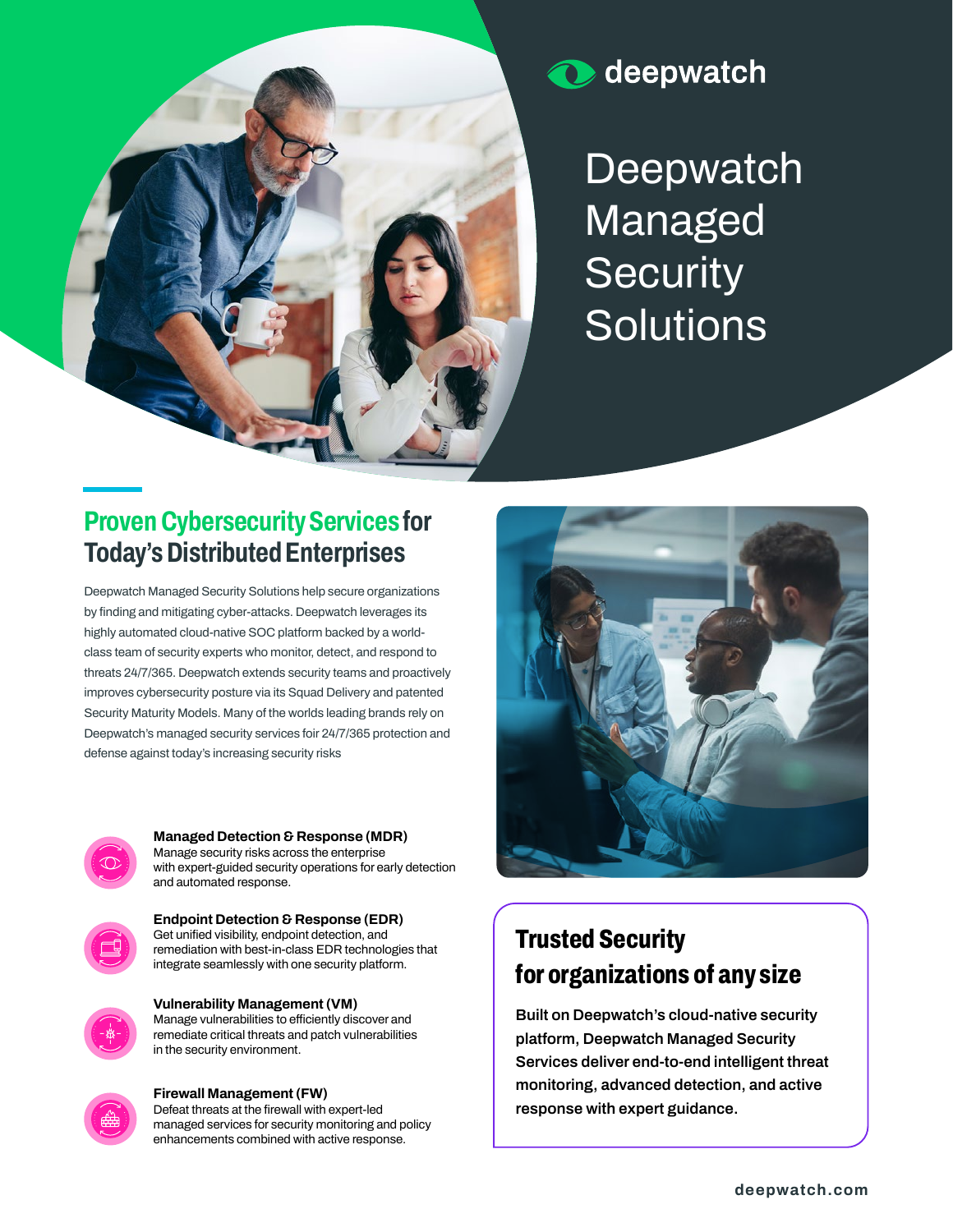deepwatch

# Deepwatch Managed Security Solutions

## Proven Cybersecurity Services for Today's Distributed Enterprises

Deepwatch Managed Security Solutions help secure organizations by finding and mitigating cyber-attacks. Deepwatch leverages its highly automated cloud-native SOC platform backed by a world-class team of security experts who monitor, detect, and respond to threats 24/7/365. Deepwatch extends security teams and proactively improves cybersecurity posture via its Squad Delivery and patented Security Maturity Models. Many of the worlds leading brands rely on Deepwatch's managed security services foir 24/7/365 protection and defense against today's increasing security risks

**Managed Detection & Response (MDR)**
Manage security risks across the enterprise with expert-guided security operations for early detection and automated response.

**Endpoint Detection & Response (EDR)**
Get unified visibility, endpoint detection, and remediation with best-in-class EDR technologies that integrate seamlessly with one security platform.

**Vulnerability Management (VM)**
Manage vulnerabilities to efficiently discover and remediate critical threats and patch vulnerabilities in the security environment.

**Firewall Management (FW)**
Defeat threats at the firewall with expert-led managed services for security monitoring and policy enhancements combined with active response.

## Trusted Security for organizations of any size

**Built on Deepwatch's cloud-native security platform, Deepwatch Managed Security Services deliver end-to-end intelligent threat monitoring, advanced detection, and active response with expert guidance.**

deepwatch.com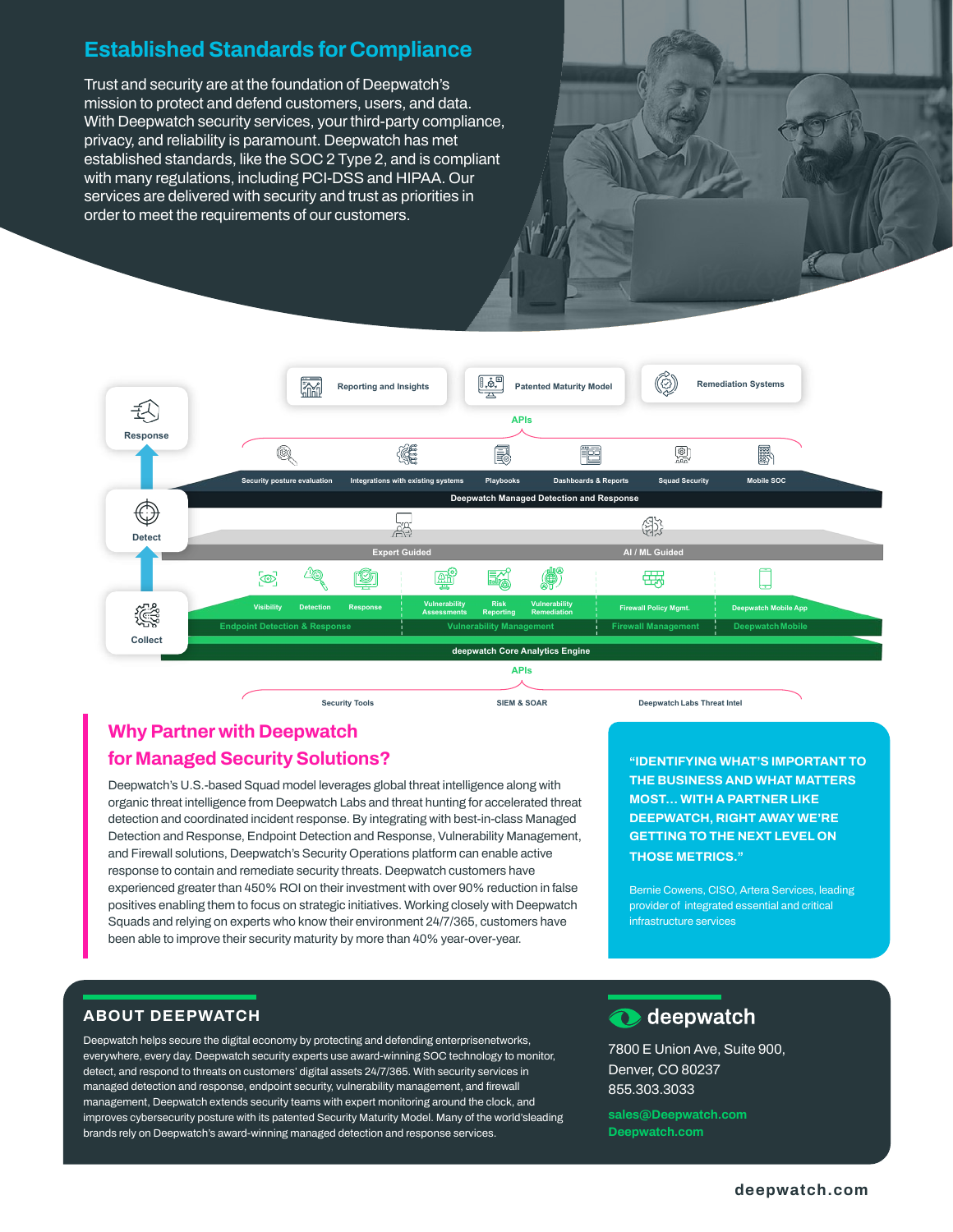## Established Standards for Compliance

Trust and security are at the foundation of Deepwatch's mission to protect and defend customers, users, and data. With Deepwatch security services, your third-party compliance, privacy, and reliability is paramount. Deepwatch has met established standards, like the SOC 2 Type 2, and is compliant with many regulations, including PCI-DSS and HIPAA. Our services are delivered with security and trust as priorities in order to meet the requirements of our customers.

Reporting and Insights
Patented Maturity Model
Remediation Systems
APIs
Response
Security posture evaluation
Integrations with existing systems
Playbooks
Dashboards & Reports
Squad Security
Mobile SOC
Deepwatch Managed Detection and Response
Detect
Expert Guided
AI / ML Guided
Visibility
Detection
Response
Vulnerability Assessments
Risk Reporting
Vulnerability Remediation
Firewall Policy Mgmt.
Deepwatch Mobile App
Collect
Endpoint Detection & Response
Vulnerability Management
Firewall Management
Deepwatch Mobile
deepwatch Core Analytics Engine
APIs
Security Tools
SIEM & SOAR
Deepwatch Labs Threat Intel

## Why Partner with Deepwatch for Managed Security Solutions?

Deepwatch's U.S.-based Squad model leverages global threat intelligence along with organic threat intelligence from Deepwatch Labs and threat hunting for accelerated threat detection and coordinated incident response. By integrating with best-in-class Managed Detection and Response, Endpoint Detection and Response, Vulnerability Management, and Firewall solutions, Deepwatch's Security Operations platform can enable active response to contain and remediate security threats. Deepwatch customers have experienced greater than 450% ROI on their investment with over 90% reduction in false positives enabling them to focus on strategic initiatives. Working closely with Deepwatch Squads and relying on experts who know their environment 24/7/365, customers have been able to improve their security maturity by more than 40% year-over-year.

**"IDENTIFYING WHAT'S IMPORTANT TO THE BUSINESS AND WHAT MATTERS MOST… WITH A PARTNER LIKE DEEPWATCH, RIGHT AWAY WE'RE GETTING TO THE NEXT LEVEL ON THOSE METRICS."**

Bernie Cowens, CISO, Artera Services, leading provider of integrated essential and critical infrastructure services

## ABOUT DEEPWATCH

Deepwatch helps secure the digital economy by protecting and defending enterprisenetworks, everywhere, every day. Deepwatch security experts use award-winning SOC technology to monitor, detect, and respond to threats on customers' digital assets 24/7/365. With security services in managed detection and response, endpoint detection and response, vulnerability management, and firewall management, Deepwatch extends security teams with expert monitoring around the clock, and improves cybersecurity posture with its patented Security Maturity Model. Many of the world'sleading brands rely on Deepwatch's award-winning managed detection and response services.

deepwatch

7800 E Union Ave, Suite 900,
Denver, CO 80237
855.303.3033

sales@Deepwatch.com
Deepwatch.com

deepwatch.com